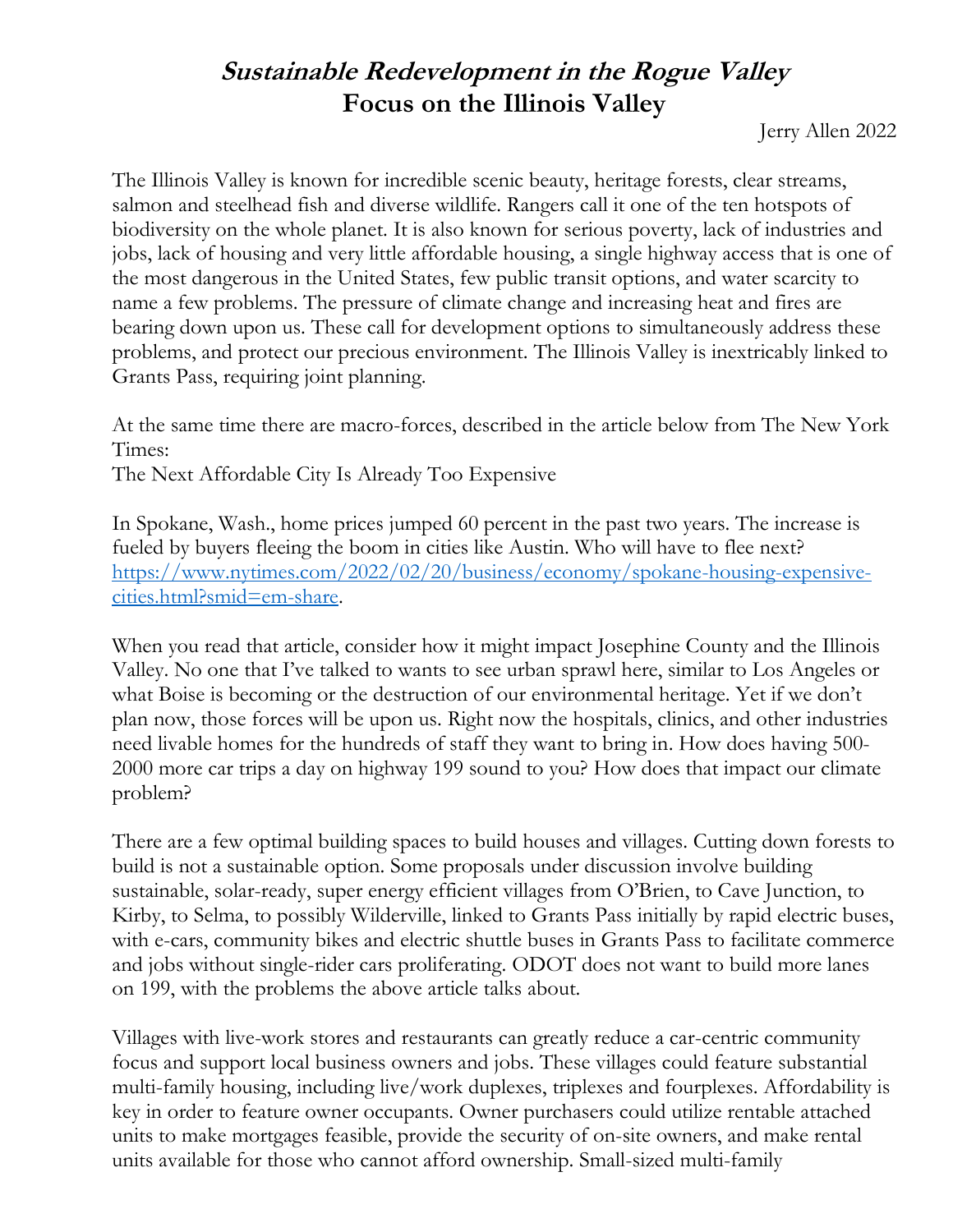# *Sustainable Redevelopment in the Rogue Valley*
## Focus on the Illinois Valley

Jerry Allen 2022

The Illinois Valley is known for incredible scenic beauty, heritage forests, clear streams, salmon and steelhead fish and diverse wildlife. Rangers call it one of the ten hotspots of biodiversity on the whole planet. It is also known for serious poverty, lack of industries and jobs, lack of housing and very little affordable housing, a single highway access that is one of the most dangerous in the United States, few public transit options, and water scarcity to name a few problems. The pressure of climate change and increasing heat and fires are bearing down upon us. These call for development options to simultaneously address these problems, and protect our precious environment. The Illinois Valley is inextricably linked to Grants Pass, requiring joint planning.

At the same time there are macro-forces, described in the article below from The New York Times:
The Next Affordable City Is Already Too Expensive

In Spokane, Wash., home prices jumped 60 percent in the past two years. The increase is fueled by buyers fleeing the boom in cities like Austin. Who will have to flee next? [https://www.nytimes.com/2022/02/20/business/economy/spokane-housing-expensive-cities.html?smid=em-share](https://www.nytimes.com/2022/02/20/business/economy/spokane-housing-expensive-cities.html?smid=em-share).

When you read that article, consider how it might impact Josephine County and the Illinois Valley. No one that I've talked to wants to see urban sprawl here, similar to Los Angeles or what Boise is becoming or the destruction of our environmental heritage. Yet if we don't plan now, those forces will be upon us. Right now the hospitals, clinics, and other industries need livable homes for the hundreds of staff they want to bring in. How does having 500-2000 more car trips a day on highway 199 sound to you? How does that impact our climate problem?

There are a few optimal building spaces to build houses and villages. Cutting down forests to build is not a sustainable option. Some proposals under discussion involve building sustainable, solar-ready, super energy efficient villages from O'Brien, to Cave Junction, to Kirby, to Selma, to possibly Wilderville, linked to Grants Pass initially by rapid electric buses, with e-cars, community bikes and electric shuttle buses in Grants Pass to facilitate commerce and jobs without single-rider cars proliferating. ODOT does not want to build more lanes on 199, with the problems the above article talks about.

Villages with live-work stores and restaurants can greatly reduce a car-centric community focus and support local business owners and jobs. These villages could feature substantial multi-family housing, including live/work duplexes, triplexes and fourplexes. Affordability is key in order to feature owner occupants. Owner purchasers could utilize rentable attached units to make mortgages feasible, provide the security of on-site owners, and make rental units available for those who cannot afford ownership. Small-sized multi-family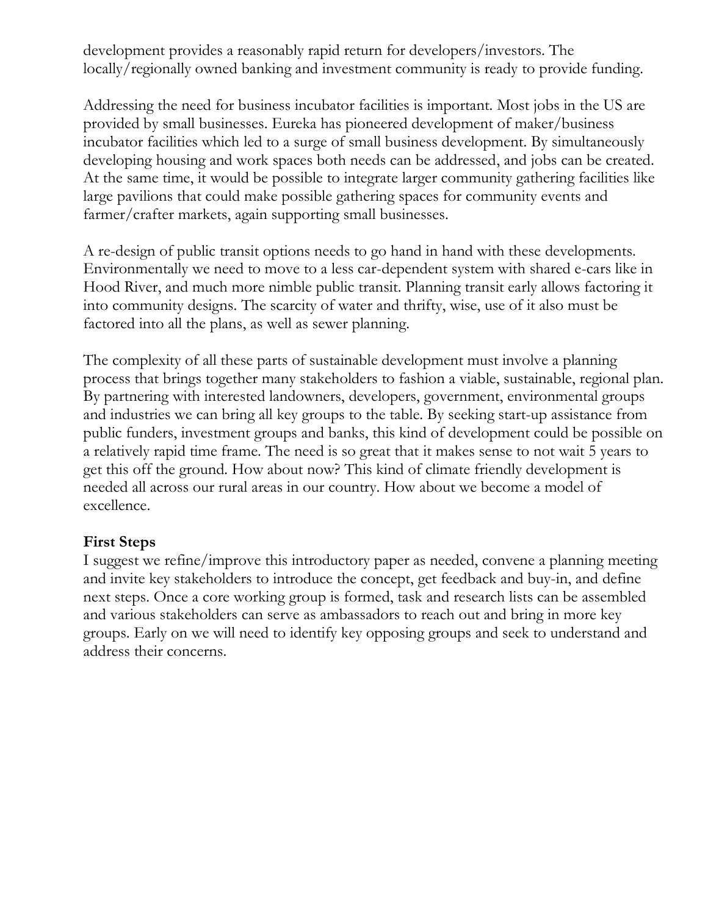development provides a reasonably rapid return for developers/investors. The locally/regionally owned banking and investment community is ready to provide funding.

Addressing the need for business incubator facilities is important. Most jobs in the US are provided by small businesses. Eureka has pioneered development of maker/business incubator facilities which led to a surge of small business development. By simultaneously developing housing and work spaces both needs can be addressed, and jobs can be created. At the same time, it would be possible to integrate larger community gathering facilities like large pavilions that could make possible gathering spaces for community events and farmer/crafter markets, again supporting small businesses.

A re-design of public transit options needs to go hand in hand with these developments. Environmentally we need to move to a less car-dependent system with shared e-cars like in Hood River, and much more nimble public transit. Planning transit early allows factoring it into community designs. The scarcity of water and thrifty, wise, use of it also must be factored into all the plans, as well as sewer planning.

The complexity of all these parts of sustainable development must involve a planning process that brings together many stakeholders to fashion a viable, sustainable, regional plan. By partnering with interested landowners, developers, government, environmental groups and industries we can bring all key groups to the table. By seeking start-up assistance from public funders, investment groups and banks, this kind of development could be possible on a relatively rapid time frame. The need is so great that it makes sense to not wait 5 years to get this off the ground. How about now? This kind of climate friendly development is needed all across our rural areas in our country. How about we become a model of excellence.

**First Steps**

I suggest we refine/improve this introductory paper as needed, convene a planning meeting and invite key stakeholders to introduce the concept, get feedback and buy-in, and define next steps. Once a core working group is formed, task and research lists can be assembled and various stakeholders can serve as ambassadors to reach out and bring in more key groups. Early on we will need to identify key opposing groups and seek to understand and address their concerns.